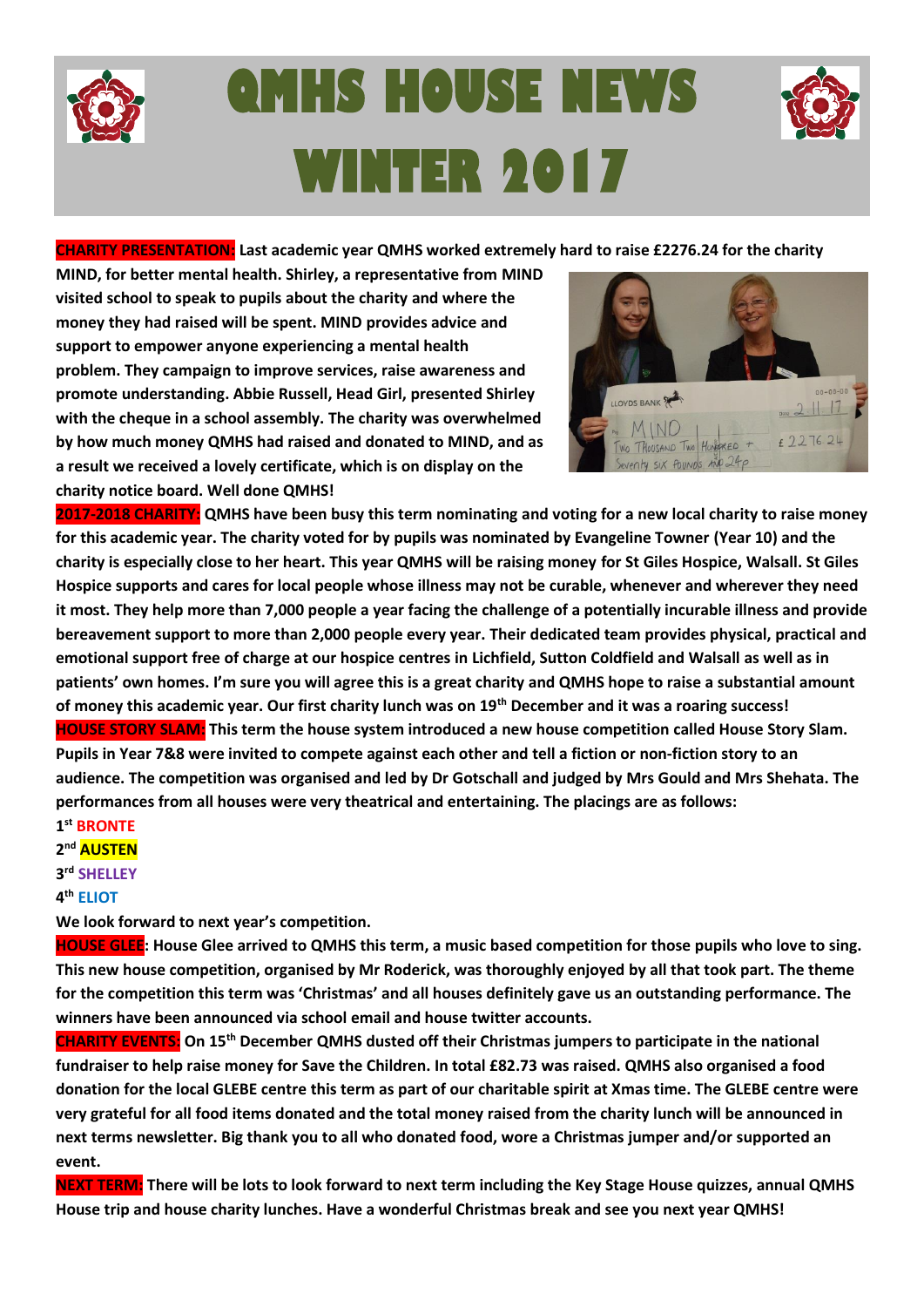# QMHS HOUSE NEWS WINTER 2017

**CHARITY PRESENTATION: Last academic year QMHS worked extremely hard to raise £2276.24 for the charity MIND, for better mental health. Shirley, a representative from MIND visited school to speak to pupils about the charity and where the money they had raised will be spent. MIND provides advice and support to empower anyone experiencing a mental health problem. They campaign to improve services, raise awareness and promote understanding. Abbie Russell, Head Girl, presented Shirley with the cheque in a school assembly. The charity was overwhelmed by how much money QMHS had raised and donated to MIND, and as a result we received a lovely certificate, which is on display on the charity notice board. Well done QMHS!**

**2017-2018 CHARITY: QMHS have been busy this term nominating and voting for a new local charity to raise money for this academic year. The charity voted for by pupils was nominated by Evangeline Towner (Year 10) and the charity is especially close to her heart. This year QMHS will be raising money for St Giles Hospice, Walsall. St Giles Hospice supports and cares for local people whose illness may not be curable, whenever and wherever they need it most. They help more than 7,000 people a year facing the challenge of a potentially incurable illness and provide bereavement support to more than 2,000 people every year. Their dedicated team provides physical, practical and emotional support free of charge at our hospice centres in Lichfield, Sutton Coldfield and Walsall as well as in patients' own homes. I'm sure you will agree this is a great charity and QMHS hope to raise a substantial amount of money this academic year. Our first charity lunch was on 19th December and it was a roaring success!**

**HOUSE STORY SLAM: This term the house system introduced a new house competition called House Story Slam. Pupils in Year 7&8 were invited to compete against each other and tell a fiction or non-fiction story to an audience. The competition was organised and led by Dr Gotschall and judged by Mrs Gould and Mrs Shehata. The performances from all houses were very theatrical and entertaining. The placings are as follows:**

**1st BRONTE**
**2nd AUSTEN**
**3rd SHELLEY**
**4th ELIOT**

**We look forward to next year's competition.**

**HOUSE GLEE: House Glee arrived to QMHS this term, a music based competition for those pupils who love to sing. This new house competition, organised by Mr Roderick, was thoroughly enjoyed by all that took part. The theme for the competition this term was 'Christmas' and all houses definitely gave us an outstanding performance. The winners have been announced via school email and house twitter accounts.**

**CHARITY EVENTS: On 15th December QMHS dusted off their Christmas jumpers to participate in the national fundraiser to help raise money for Save the Children. In total £82.73 was raised. QMHS also organised a food donation for the local GLEBE centre this term as part of our charitable spirit at Xmas time. The GLEBE centre were very grateful for all food items donated and the total money raised from the charity lunch will be announced in next terms newsletter. Big thank you to all who donated food, wore a Christmas jumper and/or supported an event.**

**NEXT TERM: There will be lots to look forward to next term including the Key Stage House quizzes, annual QMHS House trip and house charity lunches. Have a wonderful Christmas break and see you next year QMHS!**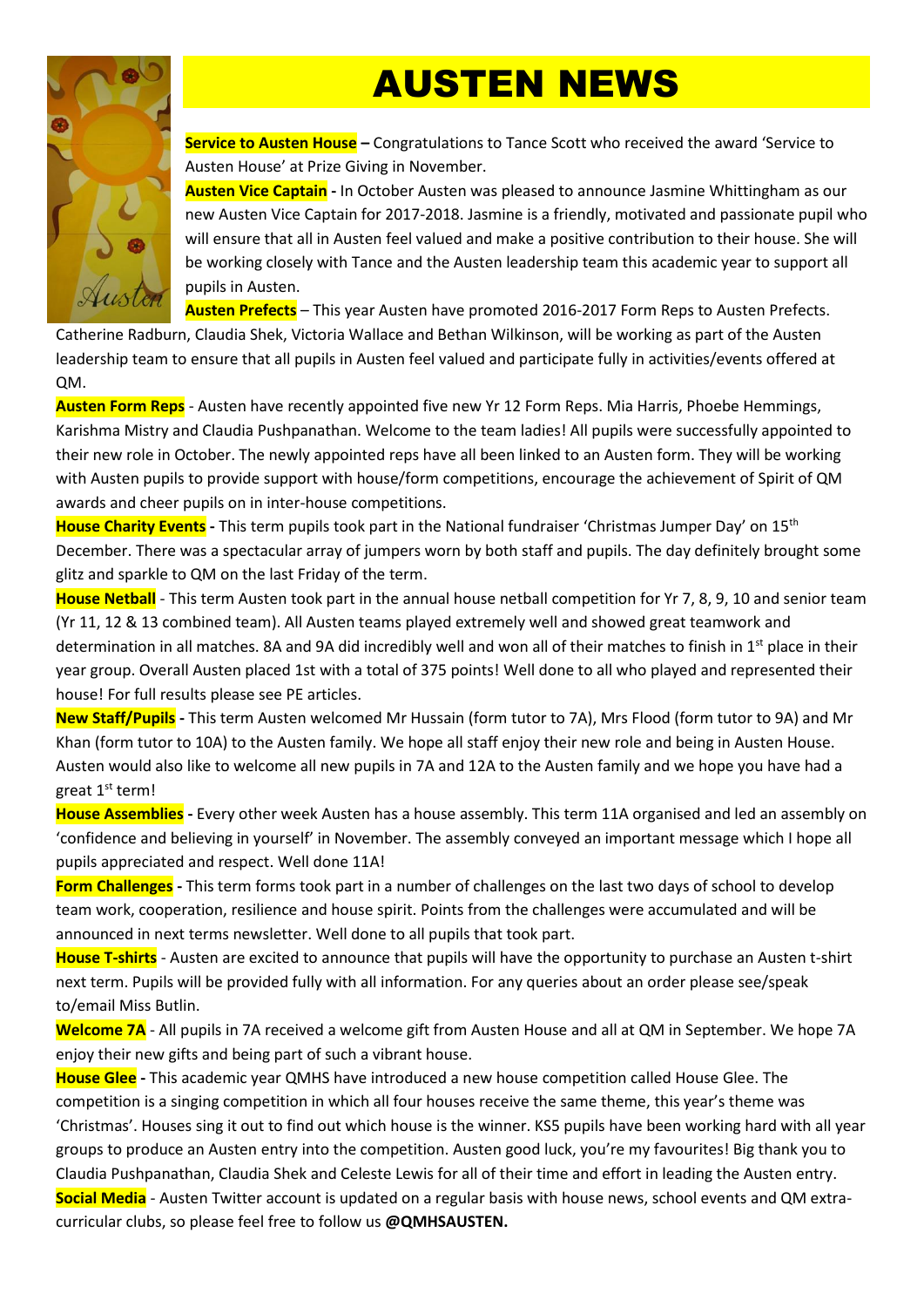# AUSTEN NEWS

**Service to Austen House** – Congratulations to Tance Scott who received the award 'Service to Austen House' at Prize Giving in November.

**Austen Vice Captain** - In October Austen was pleased to announce Jasmine Whittingham as our new Austen Vice Captain for 2017-2018. Jasmine is a friendly, motivated and passionate pupil who will ensure that all in Austen feel valued and make a positive contribution to their house. She will be working closely with Tance and the Austen leadership team this academic year to support all pupils in Austen.

**Austen Prefects** – This year Austen have promoted 2016-2017 Form Reps to Austen Prefects. Catherine Radburn, Claudia Shek, Victoria Wallace and Bethan Wilkinson, will be working as part of the Austen leadership team to ensure that all pupils in Austen feel valued and participate fully in activities/events offered at QM.

**Austen Form Reps** - Austen have recently appointed five new Yr 12 Form Reps. Mia Harris, Phoebe Hemmings, Karishma Mistry and Claudia Pushpanathan. Welcome to the team ladies! All pupils were successfully appointed to their new role in October. The newly appointed reps have all been linked to an Austen form. They will be working with Austen pupils to provide support with house/form competitions, encourage the achievement of Spirit of QM awards and cheer pupils on in inter-house competitions.

**House Charity Events** - This term pupils took part in the National fundraiser 'Christmas Jumper Day' on 15th December. There was a spectacular array of jumpers worn by both staff and pupils. The day definitely brought some glitz and sparkle to QM on the last Friday of the term.

**House Netball** - This term Austen took part in the annual house netball competition for Yr 7, 8, 9, 10 and senior team (Yr 11, 12 & 13 combined team). All Austen teams played extremely well and showed great teamwork and determination in all matches. 8A and 9A did incredibly well and won all of their matches to finish in 1st place in their year group. Overall Austen placed 1st with a total of 375 points! Well done to all who played and represented their house! For full results please see PE articles.

**New Staff/Pupils** - This term Austen welcomed Mr Hussain (form tutor to 7A), Mrs Flood (form tutor to 9A) and Mr Khan (form tutor to 10A) to the Austen family. We hope all staff enjoy their new role and being in Austen House. Austen would also like to welcome all new pupils in 7A and 12A to the Austen family and we hope you have had a great 1st term!

**House Assemblies** - Every other week Austen has a house assembly. This term 11A organised and led an assembly on 'confidence and believing in yourself' in November. The assembly conveyed an important message which I hope all pupils appreciated and respect. Well done 11A!

**Form Challenges** - This term forms took part in a number of challenges on the last two days of school to develop team work, cooperation, resilience and house spirit. Points from the challenges were accumulated and will be announced in next terms newsletter. Well done to all pupils that took part.

**House T-shirts** - Austen are excited to announce that pupils will have the opportunity to purchase an Austen t-shirt next term. Pupils will be provided fully with all information. For any queries about an order please see/speak to/email Miss Butlin.

**Welcome 7A** - All pupils in 7A received a welcome gift from Austen House and all at QM in September. We hope 7A enjoy their new gifts and being part of such a vibrant house.

**House Glee** - This academic year QMHS have introduced a new house competition called House Glee. The competition is a singing competition in which all four houses receive the same theme, this year's theme was 'Christmas'. Houses sing it out to find out which house is the winner. KS5 pupils have been working hard with all year groups to produce an Austen entry into the competition. Austen good luck, you're my favourites! Big thank you to Claudia Pushpanathan, Claudia Shek and Celeste Lewis for all of their time and effort in leading the Austen entry.

**Social Media** - Austen Twitter account is updated on a regular basis with house news, school events and QM extra-curricular clubs, so please feel free to follow us **@QMHSAUSTEN.**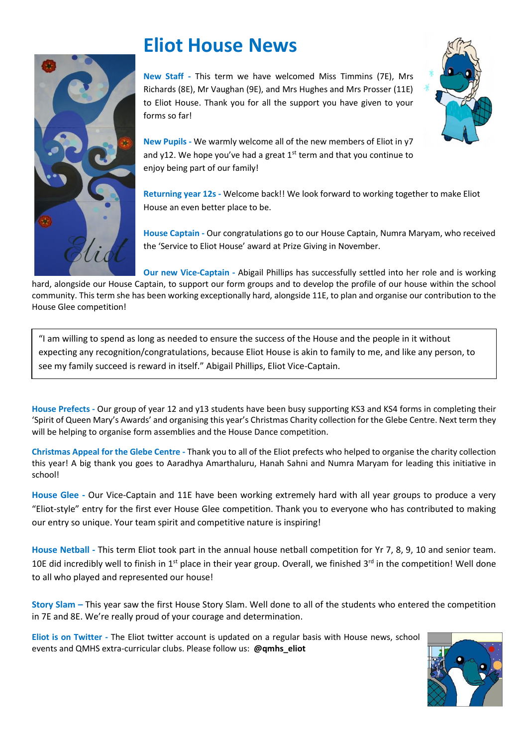# Eliot House News

**New Staff -** This term we have welcomed Miss Timmins (7E), Mrs Richards (8E), Mr Vaughan (9E), and Mrs Hughes and Mrs Prosser (11E) to Eliot House. Thank you for all the support you have given to your forms so far!

**New Pupils -** We warmly welcome all of the new members of Eliot in y7 and y12. We hope you've had a great 1st term and that you continue to enjoy being part of our family!

**Returning year 12s -** Welcome back!! We look forward to working together to make Eliot House an even better place to be.

**House Captain -** Our congratulations go to our House Captain, Numra Maryam, who received the 'Service to Eliot House' award at Prize Giving in November.

**Our new Vice-Captain -** Abigail Phillips has successfully settled into her role and is working hard, alongside our House Captain, to support our form groups and to develop the profile of our house within the school community. This term she has been working exceptionally hard, alongside 11E, to plan and organise our contribution to the House Glee competition!

> "I am willing to spend as long as needed to ensure the success of the House and the people in it without expecting any recognition/congratulations, because Eliot House is akin to family to me, and like any person, to see my family succeed is reward in itself." Abigail Phillips, Eliot Vice-Captain.

**House Prefects -** Our group of year 12 and y13 students have been busy supporting KS3 and KS4 forms in completing their 'Spirit of Queen Mary's Awards' and organising this year's Christmas Charity collection for the Glebe Centre. Next term they will be helping to organise form assemblies and the House Dance competition.

**Christmas Appeal for the Glebe Centre -** Thank you to all of the Eliot prefects who helped to organise the charity collection this year! A big thank you goes to Aaradhya Amarthaluru, Hanah Sahni and Numra Maryam for leading this initiative in school!

**House Glee -** Our Vice-Captain and 11E have been working extremely hard with all year groups to produce a very "Eliot-style" entry for the first ever House Glee competition. Thank you to everyone who has contributed to making our entry so unique. Your team spirit and competitive nature is inspiring!

**House Netball -** This term Eliot took part in the annual house netball competition for Yr 7, 8, 9, 10 and senior team. 10E did incredibly well to finish in 1st place in their year group. Overall, we finished 3rd in the competition! Well done to all who played and represented our house!

**Story Slam –** This year saw the first House Story Slam. Well done to all of the students who entered the competition in 7E and 8E. We're really proud of your courage and determination.

**Eliot is on Twitter -** The Eliot twitter account is updated on a regular basis with House news, school events and QMHS extra-curricular clubs. Please follow us: **@qmhs_eliot**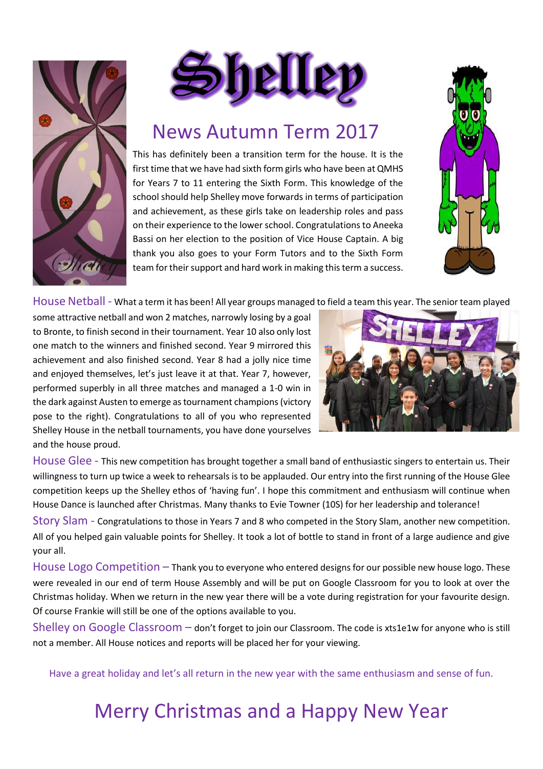# Shelley

## News Autumn Term 2017

This has definitely been a transition term for the house. It is the first time that we have had sixth form girls who have been at QMHS for Years 7 to 11 entering the Sixth Form. This knowledge of the school should help Shelley move forwards in terms of participation and achievement, as these girls take on leadership roles and pass on their experience to the lower school. Congratulations to Aneeka Bassi on her election to the position of Vice House Captain. A big thank you also goes to your Form Tutors and to the Sixth Form team for their support and hard work in making this term a success.

**House Netball -** What a term it has been! All year groups managed to field a team this year. The senior team played some attractive netball and won 2 matches, narrowly losing by a goal to Bronte, to finish second in their tournament. Year 10 also only lost one match to the winners and finished second. Year 9 mirrored this achievement and also finished second. Year 8 had a jolly nice time and enjoyed themselves, let's just leave it at that. Year 7, however, performed superbly in all three matches and managed a 1-0 win in the dark against Austen to emerge as tournament champions (victory pose to the right). Congratulations to all of you who represented Shelley House in the netball tournaments, you have done yourselves and the house proud.

**House Glee -** This new competition has brought together a small band of enthusiastic singers to entertain us. Their willingness to turn up twice a week to rehearsals is to be applauded. Our entry into the first running of the House Glee competition keeps up the Shelley ethos of 'having fun'. I hope this commitment and enthusiasm will continue when House Dance is launched after Christmas. Many thanks to Evie Towner (10S) for her leadership and tolerance!

**Story Slam -** Congratulations to those in Years 7 and 8 who competed in the Story Slam, another new competition. All of you helped gain valuable points for Shelley. It took a lot of bottle to stand in front of a large audience and give your all.

**House Logo Competition –** Thank you to everyone who entered designs for our possible new house logo. These were revealed in our end of term House Assembly and will be put on Google Classroom for you to look at over the Christmas holiday. When we return in the new year there will be a vote during registration for your favourite design. Of course Frankie will still be one of the options available to you.

**Shelley on Google Classroom –** don't forget to join our Classroom. The code is xts1e1w for anyone who is still not a member. All House notices and reports will be placed her for your viewing.

Have a great holiday and let's all return in the new year with the same enthusiasm and sense of fun.

## Merry Christmas and a Happy New Year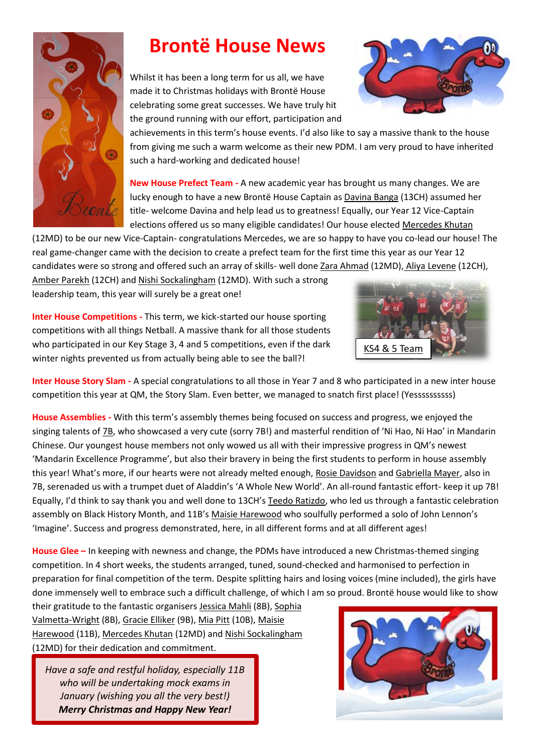# Brontë House News

Whilst it has been a long term for us all, we have made it to Christmas holidays with Brontë House celebrating some great successes. We have truly hit the ground running with our effort, participation and achievements in this term's house events. I'd also like to say a massive thank to the house from giving me such a warm welcome as their new PDM. I am very proud to have inherited such a hard-working and dedicated house!

**New House Prefect Team -** A new academic year has brought us many changes. We are lucky enough to have a new Brontë House Captain as Davina Banga (13CH) assumed her title- welcome Davina and help lead us to greatness! Equally, our Year 12 Vice-Captain elections offered us so many eligible candidates! Our house elected Mercedes Khutan (12MD) to be our new Vice-Captain- congratulations Mercedes, we are so happy to have you co-lead our house! The real game-changer came with the decision to create a prefect team for the first time this year as our Year 12 candidates were so strong and offered such an array of skills- well done Zara Ahmad (12MD), Aliya Levene (12CH), Amber Parekh (12CH) and Nishi Sockalingham (12MD). With such a strong leadership team, this year will surely be a great one!

**Inter House Competitions -** This term, we kick-started our house sporting competitions with all things Netball. A massive thank for all those students who participated in our Key Stage 3, 4 and 5 competitions, even if the dark winter nights prevented us from actually being able to see the ball?!

KS4 & 5 Team

**Inter House Story Slam -** A special congratulations to all those in Year 7 and 8 who participated in a new inter house competition this year at QM, the Story Slam. Even better, we managed to snatch first place! (Yessssssssss)

**House Assemblies -** With this term's assembly themes being focused on success and progress, we enjoyed the singing talents of 7B, who showcased a very cute (sorry 7B!) and masterful rendition of 'Ni Hao, Ni Hao' in Mandarin Chinese. Our youngest house members not only wowed us all with their impressive progress in QM's newest 'Mandarin Excellence Programme', but also their bravery in being the first students to perform in house assembly this year! What's more, if our hearts were not already melted enough, Rosie Davidson and Gabriella Mayer, also in 7B, serenaded us with a trumpet duet of Aladdin's 'A Whole New World'. An all-round fantastic effort- keep it up 7B! Equally, I'd think to say thank you and well done to 13CH's Teedo Ratizdo, who led us through a fantastic celebration assembly on Black History Month, and 11B's Maisie Harewood who soulfully performed a solo of John Lennon's 'Imagine'. Success and progress demonstrated, here, in all different forms and at all different ages!

**House Glee –** In keeping with newness and change, the PDMs have introduced a new Christmas-themed singing competition. In 4 short weeks, the students arranged, tuned, sound-checked and harmonised to perfection in preparation for final competition of the term. Despite splitting hairs and losing voices (mine included), the girls have done immensely well to embrace such a difficult challenge, of which I am so proud. Brontë house would like to show their gratitude to the fantastic organisers Jessica Mahli (8B), Sophia Valmetta-Wright (8B), Gracie Elliker (9B), Mia Pitt (10B), Maisie Harewood (11B), Mercedes Khutan (12MD) and Nishi Sockalingham (12MD) for their dedication and commitment.

*Have a safe and restful holiday, especially 11B who will be undertaking mock exams in January (wishing you all the very best!)*
***Merry Christmas and Happy New Year!***